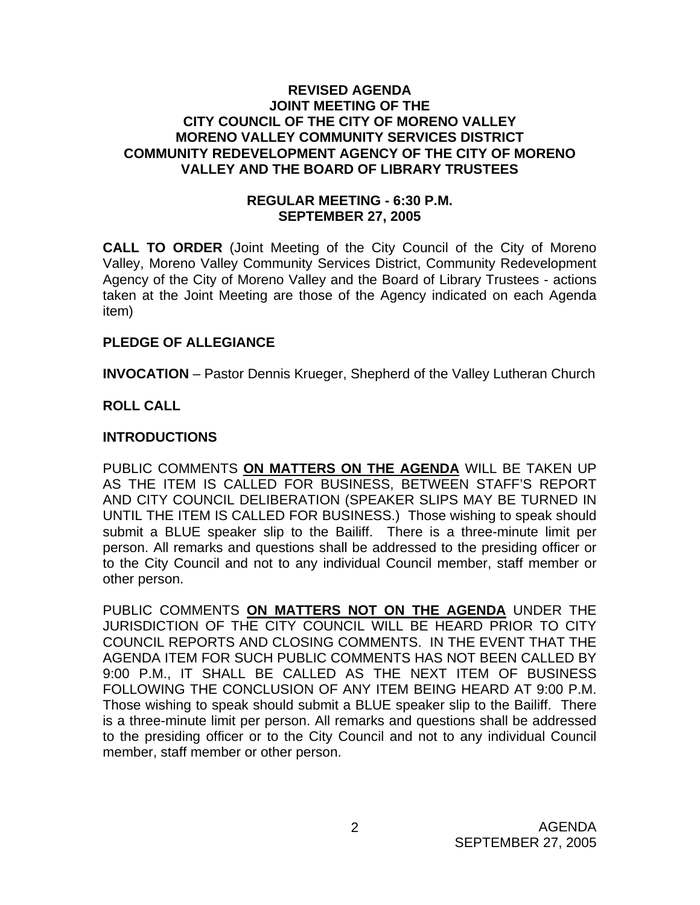# REVISED AGENDA
# JOINT MEETING OF THE
# CITY COUNCIL OF THE CITY OF MORENO VALLEY
# MORENO VALLEY COMMUNITY SERVICES DISTRICT
# COMMUNITY REDEVELOPMENT AGENCY OF THE CITY OF MORENO VALLEY AND THE BOARD OF LIBRARY TRUSTEES

## REGULAR MEETING - 6:30 P.M.
## SEPTEMBER 27, 2005

**CALL TO ORDER** (Joint Meeting of the City Council of the City of Moreno Valley, Moreno Valley Community Services District, Community Redevelopment Agency of the City of Moreno Valley and the Board of Library Trustees - actions taken at the Joint Meeting are those of the Agency indicated on each Agenda item)

**PLEDGE OF ALLEGIANCE**

**INVOCATION** – Pastor Dennis Krueger, Shepherd of the Valley Lutheran Church

**ROLL CALL**

**INTRODUCTIONS**

PUBLIC COMMENTS **ON MATTERS ON THE AGENDA** WILL BE TAKEN UP AS THE ITEM IS CALLED FOR BUSINESS, BETWEEN STAFF'S REPORT AND CITY COUNCIL DELIBERATION (SPEAKER SLIPS MAY BE TURNED IN UNTIL THE ITEM IS CALLED FOR BUSINESS.) Those wishing to speak should submit a BLUE speaker slip to the Bailiff. There is a three-minute limit per person. All remarks and questions shall be addressed to the presiding officer or to the City Council and not to any individual Council member, staff member or other person.

PUBLIC COMMENTS **ON MATTERS NOT ON THE AGENDA** UNDER THE JURISDICTION OF THE CITY COUNCIL WILL BE HEARD PRIOR TO CITY COUNCIL REPORTS AND CLOSING COMMENTS. IN THE EVENT THAT THE AGENDA ITEM FOR SUCH PUBLIC COMMENTS HAS NOT BEEN CALLED BY 9:00 P.M., IT SHALL BE CALLED AS THE NEXT ITEM OF BUSINESS FOLLOWING THE CONCLUSION OF ANY ITEM BEING HEARD AT 9:00 P.M. Those wishing to speak should submit a BLUE speaker slip to the Bailiff. There is a three-minute limit per person. All remarks and questions shall be addressed to the presiding officer or to the City Council and not to any individual Council member, staff member or other person.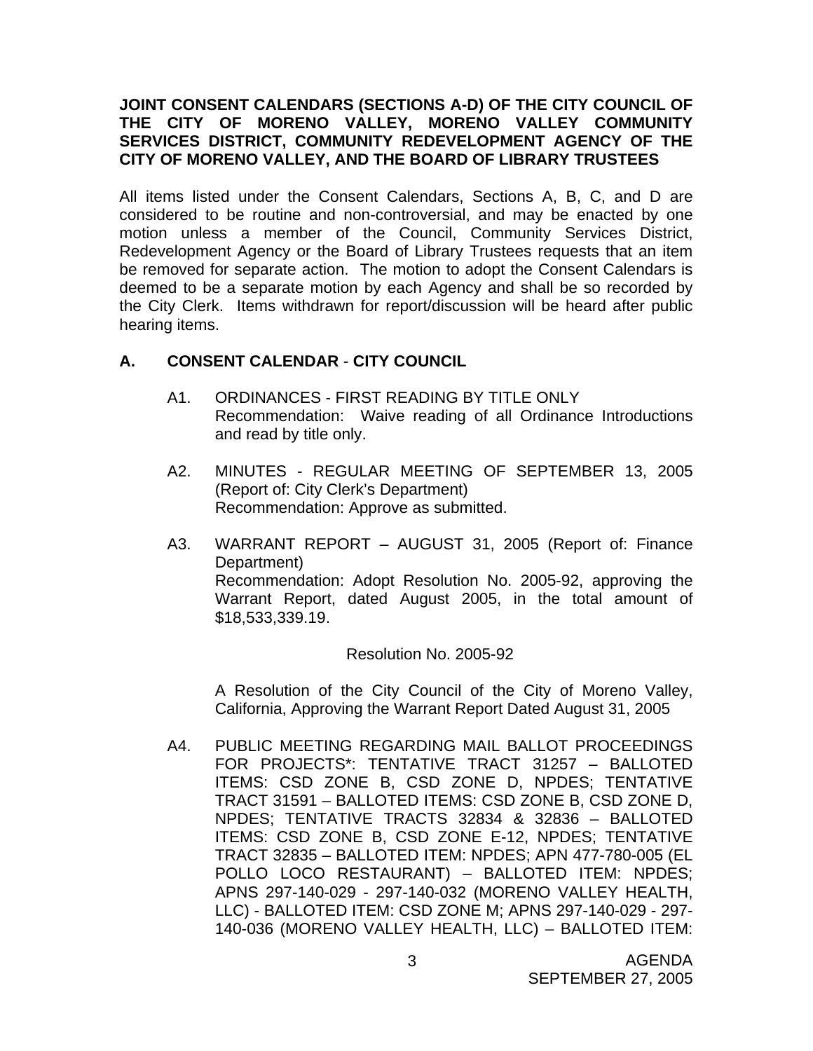**JOINT CONSENT CALENDARS (SECTIONS A-D) OF THE CITY COUNCIL OF THE CITY OF MORENO VALLEY, MORENO VALLEY COMMUNITY SERVICES DISTRICT, COMMUNITY REDEVELOPMENT AGENCY OF THE CITY OF MORENO VALLEY, AND THE BOARD OF LIBRARY TRUSTEES**

All items listed under the Consent Calendars, Sections A, B, C, and D are considered to be routine and non-controversial, and may be enacted by one motion unless a member of the Council, Community Services District, Redevelopment Agency or the Board of Library Trustees requests that an item be removed for separate action. The motion to adopt the Consent Calendars is deemed to be a separate motion by each Agency and shall be so recorded by the City Clerk. Items withdrawn for report/discussion will be heard after public hearing items.

## A. CONSENT CALENDAR - CITY COUNCIL

A1. ORDINANCES - FIRST READING BY TITLE ONLY
Recommendation: Waive reading of all Ordinance Introductions and read by title only.

A2. MINUTES - REGULAR MEETING OF SEPTEMBER 13, 2005 (Report of: City Clerk's Department)
Recommendation: Approve as submitted.

A3. WARRANT REPORT – AUGUST 31, 2005 (Report of: Finance Department)
Recommendation: Adopt Resolution No. 2005-92, approving the Warrant Report, dated August 2005, in the total amount of $18,533,339.19.

Resolution No. 2005-92

A Resolution of the City Council of the City of Moreno Valley, California, Approving the Warrant Report Dated August 31, 2005

A4. PUBLIC MEETING REGARDING MAIL BALLOT PROCEEDINGS FOR PROJECTS*: TENTATIVE TRACT 31257 – BALLOTED ITEMS: CSD ZONE B, CSD ZONE D, NPDES; TENTATIVE TRACT 31591 – BALLOTED ITEMS: CSD ZONE B, CSD ZONE D, NPDES; TENTATIVE TRACTS 32834 & 32836 – BALLOTED ITEMS: CSD ZONE B, CSD ZONE E-12, NPDES; TENTATIVE TRACT 32835 – BALLOTED ITEM: NPDES; APN 477-780-005 (EL POLLO LOCO RESTAURANT) – BALLOTED ITEM: NPDES; APNS 297-140-029 - 297-140-032 (MORENO VALLEY HEALTH, LLC) - BALLOTED ITEM: CSD ZONE M; APNS 297-140-029 - 297-140-036 (MORENO VALLEY HEALTH, LLC) – BALLOTED ITEM: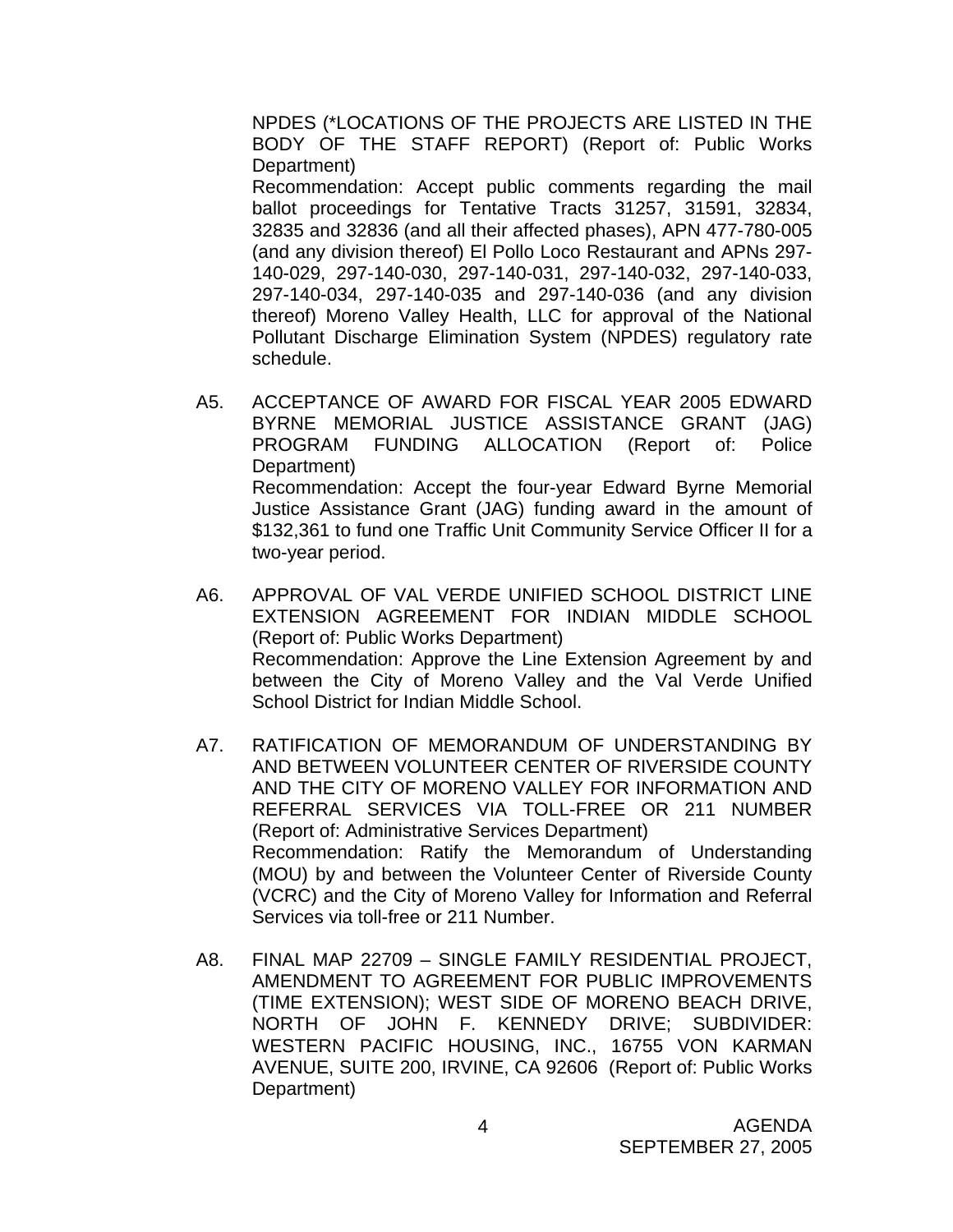NPDES (*LOCATIONS OF THE PROJECTS ARE LISTED IN THE BODY OF THE STAFF REPORT) (Report of: Public Works Department)

Recommendation: Accept public comments regarding the mail ballot proceedings for Tentative Tracts 31257, 31591, 32834, 32835 and 32836 (and all their affected phases), APN 477-780-005 (and any division thereof) El Pollo Loco Restaurant and APNs 297-140-029, 297-140-030, 297-140-031, 297-140-032, 297-140-033, 297-140-034, 297-140-035 and 297-140-036 (and any division thereof) Moreno Valley Health, LLC for approval of the National Pollutant Discharge Elimination System (NPDES) regulatory rate schedule.

A5. ACCEPTANCE OF AWARD FOR FISCAL YEAR 2005 EDWARD BYRNE MEMORIAL JUSTICE ASSISTANCE GRANT (JAG) PROGRAM FUNDING ALLOCATION (Report of: Police Department)

Recommendation: Accept the four-year Edward Byrne Memorial Justice Assistance Grant (JAG) funding award in the amount of $132,361 to fund one Traffic Unit Community Service Officer II for a two-year period.

A6. APPROVAL OF VAL VERDE UNIFIED SCHOOL DISTRICT LINE EXTENSION AGREEMENT FOR INDIAN MIDDLE SCHOOL (Report of: Public Works Department)

Recommendation: Approve the Line Extension Agreement by and between the City of Moreno Valley and the Val Verde Unified School District for Indian Middle School.

A7. RATIFICATION OF MEMORANDUM OF UNDERSTANDING BY AND BETWEEN VOLUNTEER CENTER OF RIVERSIDE COUNTY AND THE CITY OF MORENO VALLEY FOR INFORMATION AND REFERRAL SERVICES VIA TOLL-FREE OR 211 NUMBER (Report of: Administrative Services Department)

Recommendation: Ratify the Memorandum of Understanding (MOU) by and between the Volunteer Center of Riverside County (VCRC) and the City of Moreno Valley for Information and Referral Services via toll-free or 211 Number.

A8. FINAL MAP 22709 – SINGLE FAMILY RESIDENTIAL PROJECT, AMENDMENT TO AGREEMENT FOR PUBLIC IMPROVEMENTS (TIME EXTENSION); WEST SIDE OF MORENO BEACH DRIVE, NORTH OF JOHN F. KENNEDY DRIVE; SUBDIVIDER: WESTERN PACIFIC HOUSING, INC., 16755 VON KARMAN AVENUE, SUITE 200, IRVINE, CA 92606 (Report of: Public Works Department)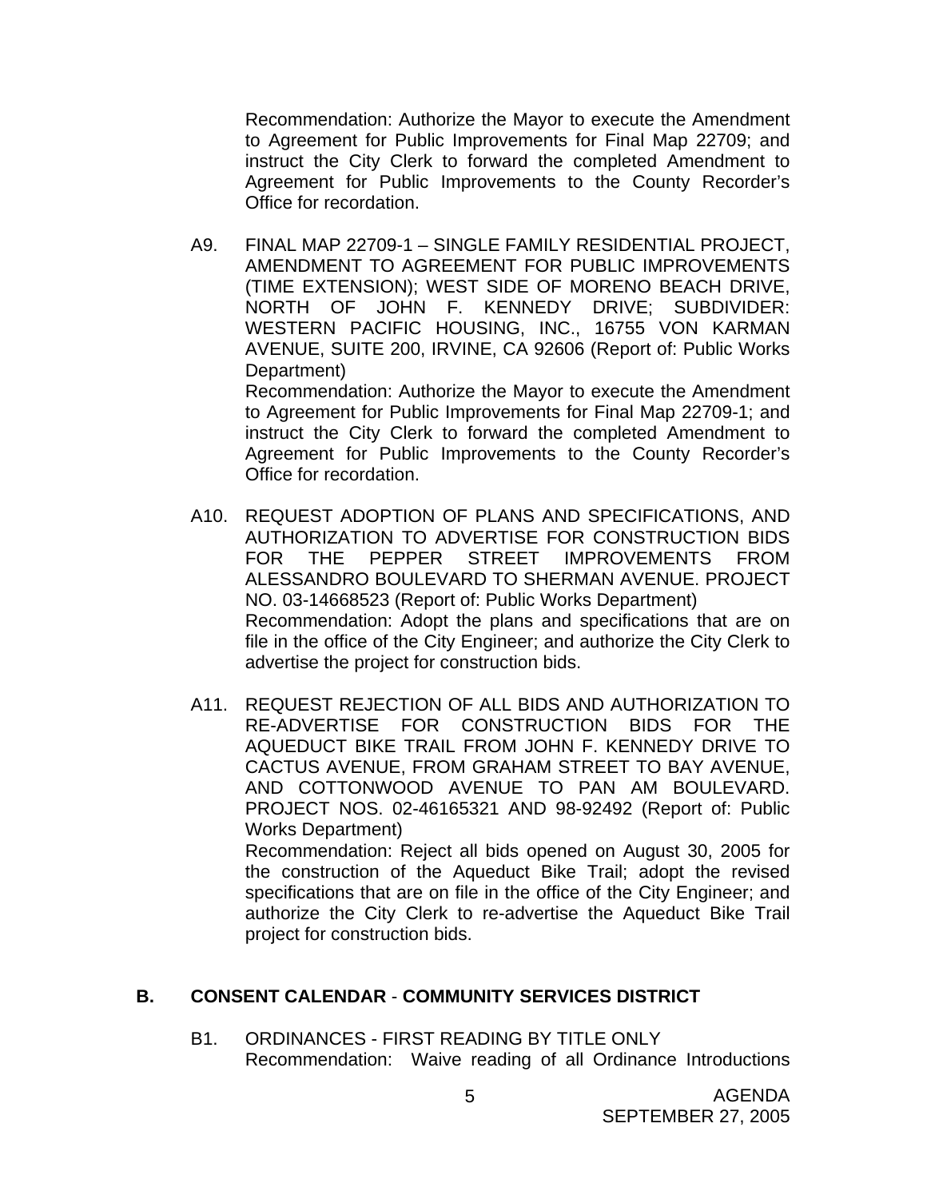Recommendation: Authorize the Mayor to execute the Amendment to Agreement for Public Improvements for Final Map 22709; and instruct the City Clerk to forward the completed Amendment to Agreement for Public Improvements to the County Recorder's Office for recordation.

A9. FINAL MAP 22709-1 – SINGLE FAMILY RESIDENTIAL PROJECT, AMENDMENT TO AGREEMENT FOR PUBLIC IMPROVEMENTS (TIME EXTENSION); WEST SIDE OF MORENO BEACH DRIVE, NORTH OF JOHN F. KENNEDY DRIVE; SUBDIVIDER: WESTERN PACIFIC HOUSING, INC., 16755 VON KARMAN AVENUE, SUITE 200, IRVINE, CA 92606 (Report of: Public Works Department)
Recommendation: Authorize the Mayor to execute the Amendment to Agreement for Public Improvements for Final Map 22709-1; and instruct the City Clerk to forward the completed Amendment to Agreement for Public Improvements to the County Recorder's Office for recordation.

A10. REQUEST ADOPTION OF PLANS AND SPECIFICATIONS, AND AUTHORIZATION TO ADVERTISE FOR CONSTRUCTION BIDS FOR THE PEPPER STREET IMPROVEMENTS FROM ALESSANDRO BOULEVARD TO SHERMAN AVENUE. PROJECT NO. 03-14668523 (Report of: Public Works Department)
Recommendation: Adopt the plans and specifications that are on file in the office of the City Engineer; and authorize the City Clerk to advertise the project for construction bids.

A11. REQUEST REJECTION OF ALL BIDS AND AUTHORIZATION TO RE-ADVERTISE FOR CONSTRUCTION BIDS FOR THE AQUEDUCT BIKE TRAIL FROM JOHN F. KENNEDY DRIVE TO CACTUS AVENUE, FROM GRAHAM STREET TO BAY AVENUE, AND COTTONWOOD AVENUE TO PAN AM BOULEVARD. PROJECT NOS. 02-46165321 AND 98-92492 (Report of: Public Works Department)
Recommendation: Reject all bids opened on August 30, 2005 for the construction of the Aqueduct Bike Trail; adopt the revised specifications that are on file in the office of the City Engineer; and authorize the City Clerk to re-advertise the Aqueduct Bike Trail project for construction bids.

## B. CONSENT CALENDAR - COMMUNITY SERVICES DISTRICT

B1. ORDINANCES - FIRST READING BY TITLE ONLY
Recommendation: Waive reading of all Ordinance Introductions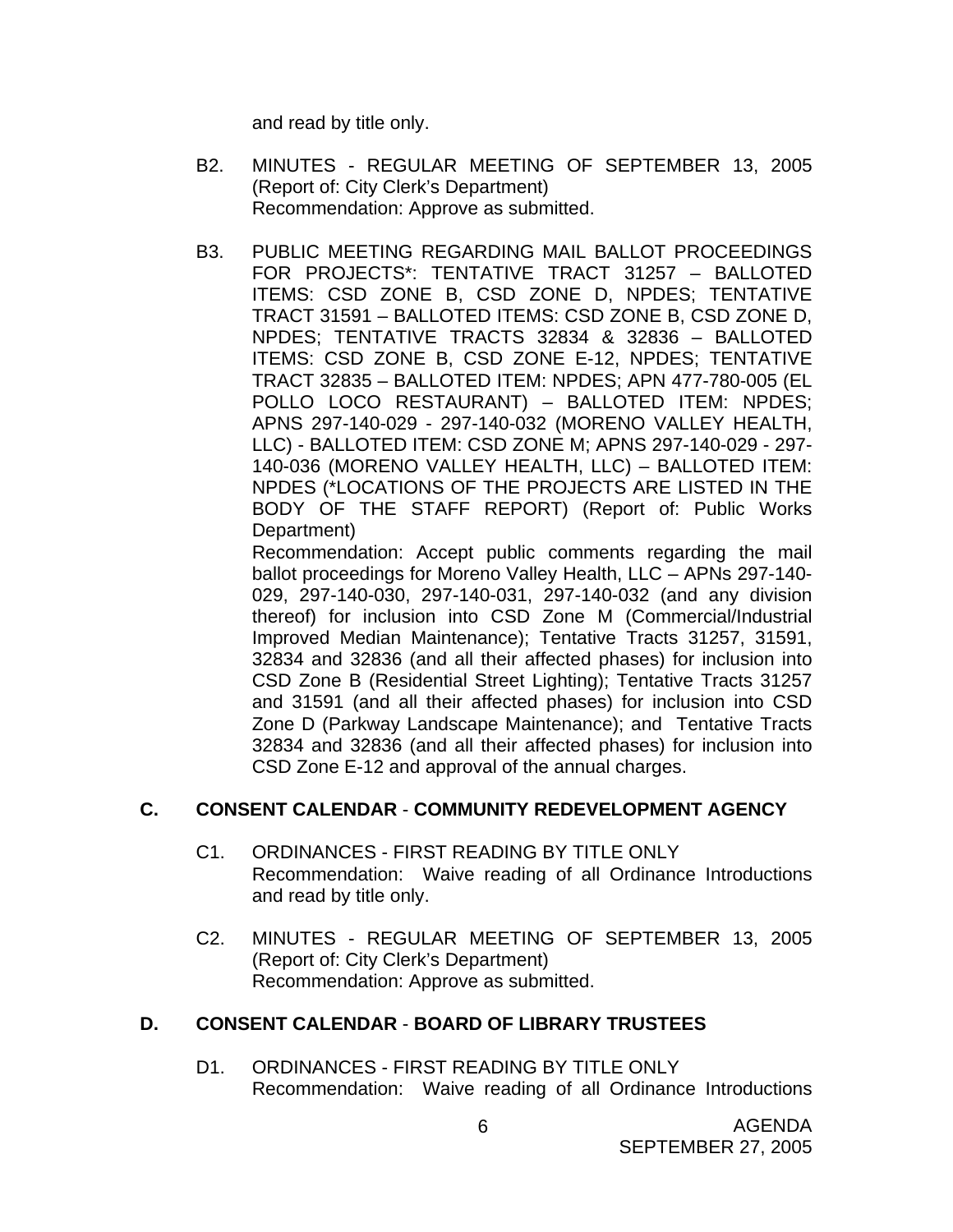and read by title only.

B2. MINUTES - REGULAR MEETING OF SEPTEMBER 13, 2005
(Report of: City Clerk's Department)
Recommendation: Approve as submitted.

B3. PUBLIC MEETING REGARDING MAIL BALLOT PROCEEDINGS FOR PROJECTS*: TENTATIVE TRACT 31257 – BALLOTED ITEMS: CSD ZONE B, CSD ZONE D, NPDES; TENTATIVE TRACT 31591 – BALLOTED ITEMS: CSD ZONE B, CSD ZONE D, NPDES; TENTATIVE TRACTS 32834 & 32836 – BALLOTED ITEMS: CSD ZONE B, CSD ZONE E-12, NPDES; TENTATIVE TRACT 32835 – BALLOTED ITEM: NPDES; APN 477-780-005 (EL POLLO LOCO RESTAURANT) – BALLOTED ITEM: NPDES; APNS 297-140-029 - 297-140-032 (MORENO VALLEY HEALTH, LLC) - BALLOTED ITEM: CSD ZONE M; APNS 297-140-029 - 297-140-036 (MORENO VALLEY HEALTH, LLC) – BALLOTED ITEM: NPDES (*LOCATIONS OF THE PROJECTS ARE LISTED IN THE BODY OF THE STAFF REPORT) (Report of: Public Works Department)
Recommendation: Accept public comments regarding the mail ballot proceedings for Moreno Valley Health, LLC – APNs 297-140-029, 297-140-030, 297-140-031, 297-140-032 (and any division thereof) for inclusion into CSD Zone M (Commercial/Industrial Improved Median Maintenance); Tentative Tracts 31257, 31591, 32834 and 32836 (and all their affected phases) for inclusion into CSD Zone B (Residential Street Lighting); Tentative Tracts 31257 and 31591 (and all their affected phases) for inclusion into CSD Zone D (Parkway Landscape Maintenance); and Tentative Tracts 32834 and 32836 (and all their affected phases) for inclusion into CSD Zone E-12 and approval of the annual charges.

## C. CONSENT CALENDAR - COMMUNITY REDEVELOPMENT AGENCY

C1. ORDINANCES - FIRST READING BY TITLE ONLY
Recommendation: Waive reading of all Ordinance Introductions and read by title only.

C2. MINUTES - REGULAR MEETING OF SEPTEMBER 13, 2005
(Report of: City Clerk's Department)
Recommendation: Approve as submitted.

## D. CONSENT CALENDAR - BOARD OF LIBRARY TRUSTEES

D1. ORDINANCES - FIRST READING BY TITLE ONLY
Recommendation: Waive reading of all Ordinance Introductions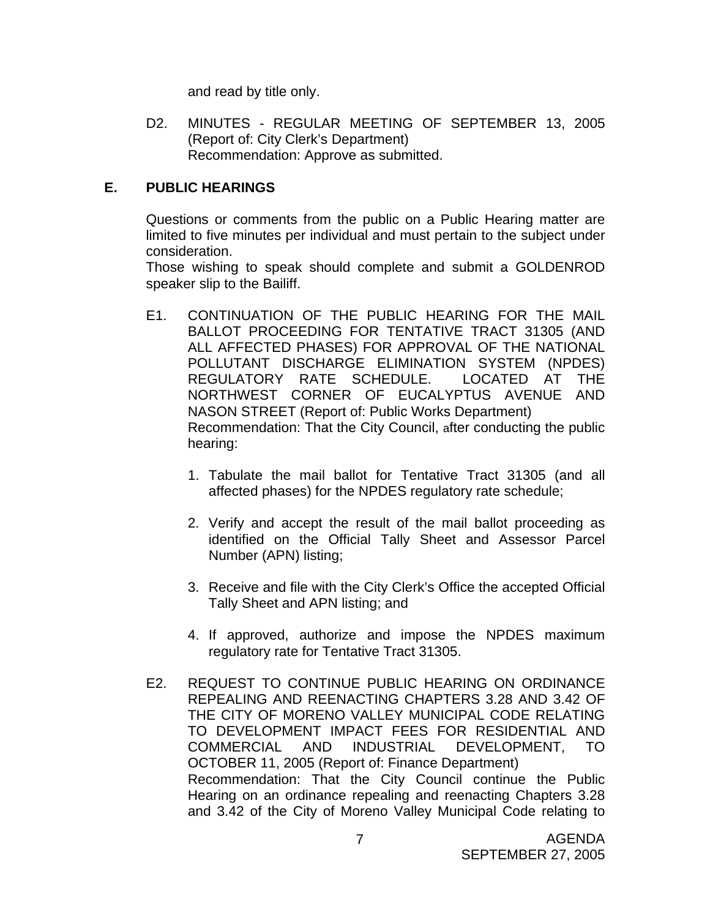and read by title only.

D2. MINUTES - REGULAR MEETING OF SEPTEMBER 13, 2005 (Report of: City Clerk's Department)
Recommendation: Approve as submitted.

## E. PUBLIC HEARINGS

Questions or comments from the public on a Public Hearing matter are limited to five minutes per individual and must pertain to the subject under consideration.
Those wishing to speak should complete and submit a GOLDENROD speaker slip to the Bailiff.

E1. CONTINUATION OF THE PUBLIC HEARING FOR THE MAIL BALLOT PROCEEDING FOR TENTATIVE TRACT 31305 (AND ALL AFFECTED PHASES) FOR APPROVAL OF THE NATIONAL POLLUTANT DISCHARGE ELIMINATION SYSTEM (NPDES) REGULATORY RATE SCHEDULE. LOCATED AT THE NORTHWEST CORNER OF EUCALYPTUS AVENUE AND NASON STREET (Report of: Public Works Department)
Recommendation: That the City Council, after conducting the public hearing:

1. Tabulate the mail ballot for Tentative Tract 31305 (and all affected phases) for the NPDES regulatory rate schedule;

2. Verify and accept the result of the mail ballot proceeding as identified on the Official Tally Sheet and Assessor Parcel Number (APN) listing;

3. Receive and file with the City Clerk's Office the accepted Official Tally Sheet and APN listing; and

4. If approved, authorize and impose the NPDES maximum regulatory rate for Tentative Tract 31305.

E2. REQUEST TO CONTINUE PUBLIC HEARING ON ORDINANCE REPEALING AND REENACTING CHAPTERS 3.28 AND 3.42 OF THE CITY OF MORENO VALLEY MUNICIPAL CODE RELATING TO DEVELOPMENT IMPACT FEES FOR RESIDENTIAL AND COMMERCIAL AND INDUSTRIAL DEVELOPMENT, TO OCTOBER 11, 2005 (Report of: Finance Department)
Recommendation: That the City Council continue the Public Hearing on an ordinance repealing and reenacting Chapters 3.28 and 3.42 of the City of Moreno Valley Municipal Code relating to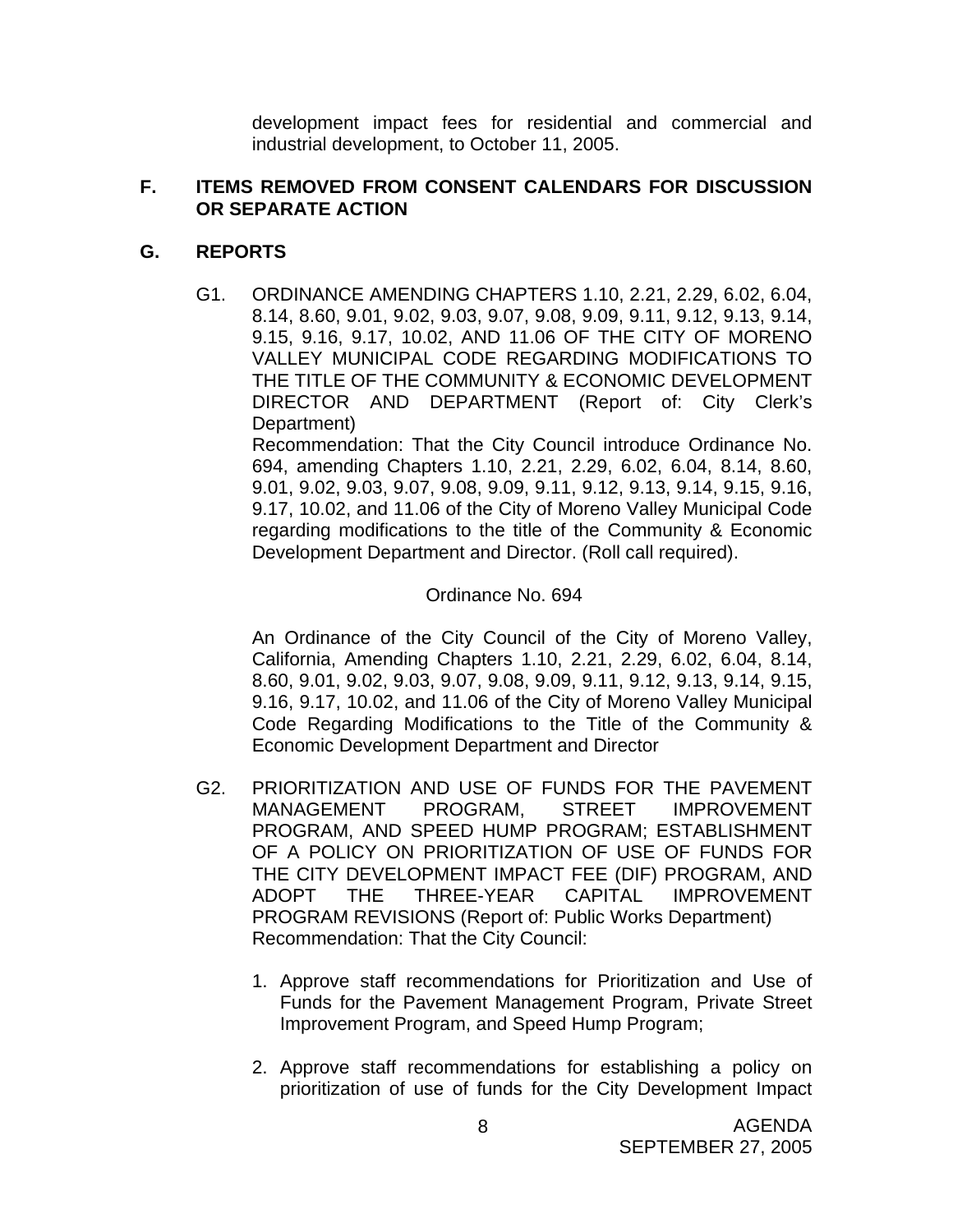development impact fees for residential and commercial and industrial development, to October 11, 2005.

## F. ITEMS REMOVED FROM CONSENT CALENDARS FOR DISCUSSION OR SEPARATE ACTION

## G. REPORTS

G1. ORDINANCE AMENDING CHAPTERS 1.10, 2.21, 2.29, 6.02, 6.04, 8.14, 8.60, 9.01, 9.02, 9.03, 9.07, 9.08, 9.09, 9.11, 9.12, 9.13, 9.14, 9.15, 9.16, 9.17, 10.02, AND 11.06 OF THE CITY OF MORENO VALLEY MUNICIPAL CODE REGARDING MODIFICATIONS TO THE TITLE OF THE COMMUNITY & ECONOMIC DEVELOPMENT DIRECTOR AND DEPARTMENT (Report of: City Clerk's Department)
Recommendation: That the City Council introduce Ordinance No. 694, amending Chapters 1.10, 2.21, 2.29, 6.02, 6.04, 8.14, 8.60, 9.01, 9.02, 9.03, 9.07, 9.08, 9.09, 9.11, 9.12, 9.13, 9.14, 9.15, 9.16, 9.17, 10.02, and 11.06 of the City of Moreno Valley Municipal Code regarding modifications to the title of the Community & Economic Development Department and Director. (Roll call required).

Ordinance No. 694

An Ordinance of the City Council of the City of Moreno Valley, California, Amending Chapters 1.10, 2.21, 2.29, 6.02, 6.04, 8.14, 8.60, 9.01, 9.02, 9.03, 9.07, 9.08, 9.09, 9.11, 9.12, 9.13, 9.14, 9.15, 9.16, 9.17, 10.02, and 11.06 of the City of Moreno Valley Municipal Code Regarding Modifications to the Title of the Community & Economic Development Department and Director

G2. PRIORITIZATION AND USE OF FUNDS FOR THE PAVEMENT MANAGEMENT PROGRAM, STREET IMPROVEMENT PROGRAM, AND SPEED HUMP PROGRAM; ESTABLISHMENT OF A POLICY ON PRIORITIZATION OF USE OF FUNDS FOR THE CITY DEVELOPMENT IMPACT FEE (DIF) PROGRAM, AND ADOPT THE THREE-YEAR CAPITAL IMPROVEMENT PROGRAM REVISIONS (Report of: Public Works Department)
Recommendation: That the City Council:

1. Approve staff recommendations for Prioritization and Use of Funds for the Pavement Management Program, Private Street Improvement Program, and Speed Hump Program;

2. Approve staff recommendations for establishing a policy on prioritization of use of funds for the City Development Impact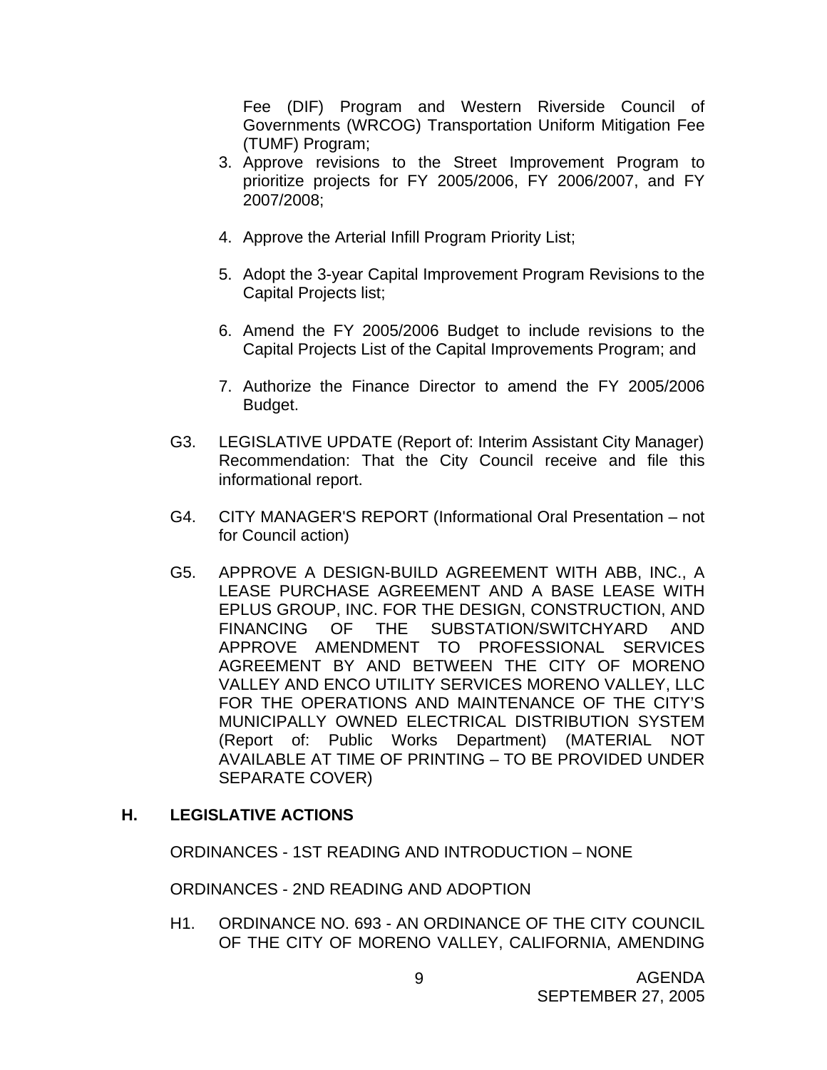Fee (DIF) Program and Western Riverside Council of Governments (WRCOG) Transportation Uniform Mitigation Fee (TUMF) Program;

3. Approve revisions to the Street Improvement Program to prioritize projects for FY 2005/2006, FY 2006/2007, and FY 2007/2008;

4. Approve the Arterial Infill Program Priority List;

5. Adopt the 3-year Capital Improvement Program Revisions to the Capital Projects list;

6. Amend the FY 2005/2006 Budget to include revisions to the Capital Projects List of the Capital Improvements Program; and

7. Authorize the Finance Director to amend the FY 2005/2006 Budget.

G3. LEGISLATIVE UPDATE (Report of: Interim Assistant City Manager) Recommendation: That the City Council receive and file this informational report.

G4. CITY MANAGER'S REPORT (Informational Oral Presentation – not for Council action)

G5. APPROVE A DESIGN-BUILD AGREEMENT WITH ABB, INC., A LEASE PURCHASE AGREEMENT AND A BASE LEASE WITH EPLUS GROUP, INC. FOR THE DESIGN, CONSTRUCTION, AND FINANCING OF THE SUBSTATION/SWITCHYARD AND APPROVE AMENDMENT TO PROFESSIONAL SERVICES AGREEMENT BY AND BETWEEN THE CITY OF MORENO VALLEY AND ENCO UTILITY SERVICES MORENO VALLEY, LLC FOR THE OPERATIONS AND MAINTENANCE OF THE CITY'S MUNICIPALLY OWNED ELECTRICAL DISTRIBUTION SYSTEM (Report of: Public Works Department) (MATERIAL NOT AVAILABLE AT TIME OF PRINTING – TO BE PROVIDED UNDER SEPARATE COVER)

## H. LEGISLATIVE ACTIONS

ORDINANCES - 1ST READING AND INTRODUCTION – NONE

ORDINANCES - 2ND READING AND ADOPTION

H1. ORDINANCE NO. 693 - AN ORDINANCE OF THE CITY COUNCIL OF THE CITY OF MORENO VALLEY, CALIFORNIA, AMENDING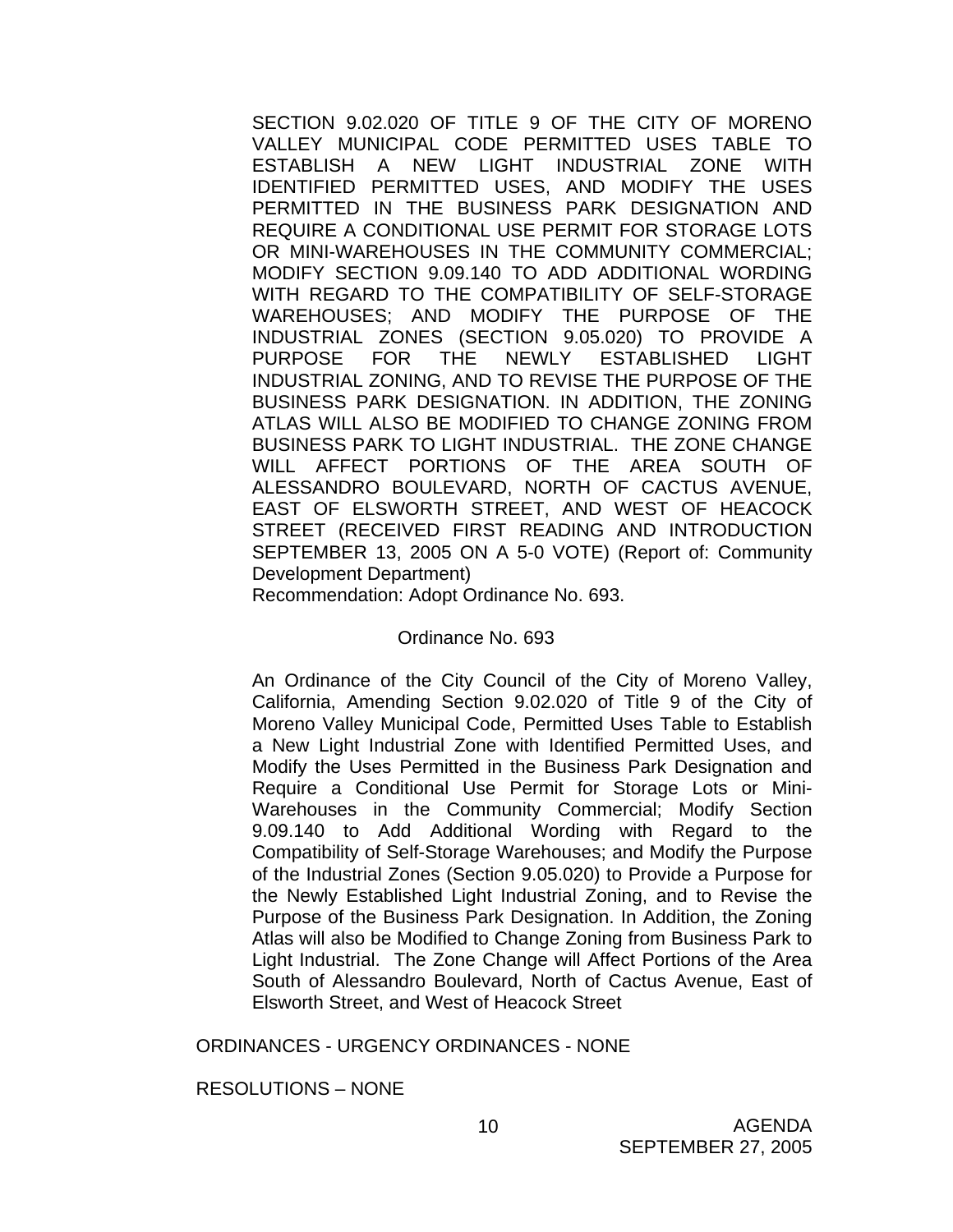SECTION 9.02.020 OF TITLE 9 OF THE CITY OF MORENO VALLEY MUNICIPAL CODE PERMITTED USES TABLE TO ESTABLISH A NEW LIGHT INDUSTRIAL ZONE WITH IDENTIFIED PERMITTED USES, AND MODIFY THE USES PERMITTED IN THE BUSINESS PARK DESIGNATION AND REQUIRE A CONDITIONAL USE PERMIT FOR STORAGE LOTS OR MINI-WAREHOUSES IN THE COMMUNITY COMMERCIAL; MODIFY SECTION 9.09.140 TO ADD ADDITIONAL WORDING WITH REGARD TO THE COMPATIBILITY OF SELF-STORAGE WAREHOUSES; AND MODIFY THE PURPOSE OF THE INDUSTRIAL ZONES (SECTION 9.05.020) TO PROVIDE A PURPOSE FOR THE NEWLY ESTABLISHED LIGHT INDUSTRIAL ZONING, AND TO REVISE THE PURPOSE OF THE BUSINESS PARK DESIGNATION. IN ADDITION, THE ZONING ATLAS WILL ALSO BE MODIFIED TO CHANGE ZONING FROM BUSINESS PARK TO LIGHT INDUSTRIAL. THE ZONE CHANGE WILL AFFECT PORTIONS OF THE AREA SOUTH OF ALESSANDRO BOULEVARD, NORTH OF CACTUS AVENUE, EAST OF ELSWORTH STREET, AND WEST OF HEACOCK STREET (RECEIVED FIRST READING AND INTRODUCTION SEPTEMBER 13, 2005 ON A 5-0 VOTE) (Report of: Community Development Department)

Recommendation: Adopt Ordinance No. 693.

Ordinance No. 693

An Ordinance of the City Council of the City of Moreno Valley, California, Amending Section 9.02.020 of Title 9 of the City of Moreno Valley Municipal Code, Permitted Uses Table to Establish a New Light Industrial Zone with Identified Permitted Uses, and Modify the Uses Permitted in the Business Park Designation and Require a Conditional Use Permit for Storage Lots or Mini-Warehouses in the Community Commercial; Modify Section 9.09.140 to Add Additional Wording with Regard to the Compatibility of Self-Storage Warehouses; and Modify the Purpose of the Industrial Zones (Section 9.05.020) to Provide a Purpose for the Newly Established Light Industrial Zoning, and to Revise the Purpose of the Business Park Designation. In Addition, the Zoning Atlas will also be Modified to Change Zoning from Business Park to Light Industrial. The Zone Change will Affect Portions of the Area South of Alessandro Boulevard, North of Cactus Avenue, East of Elsworth Street, and West of Heacock Street

ORDINANCES - URGENCY ORDINANCES - NONE

RESOLUTIONS – NONE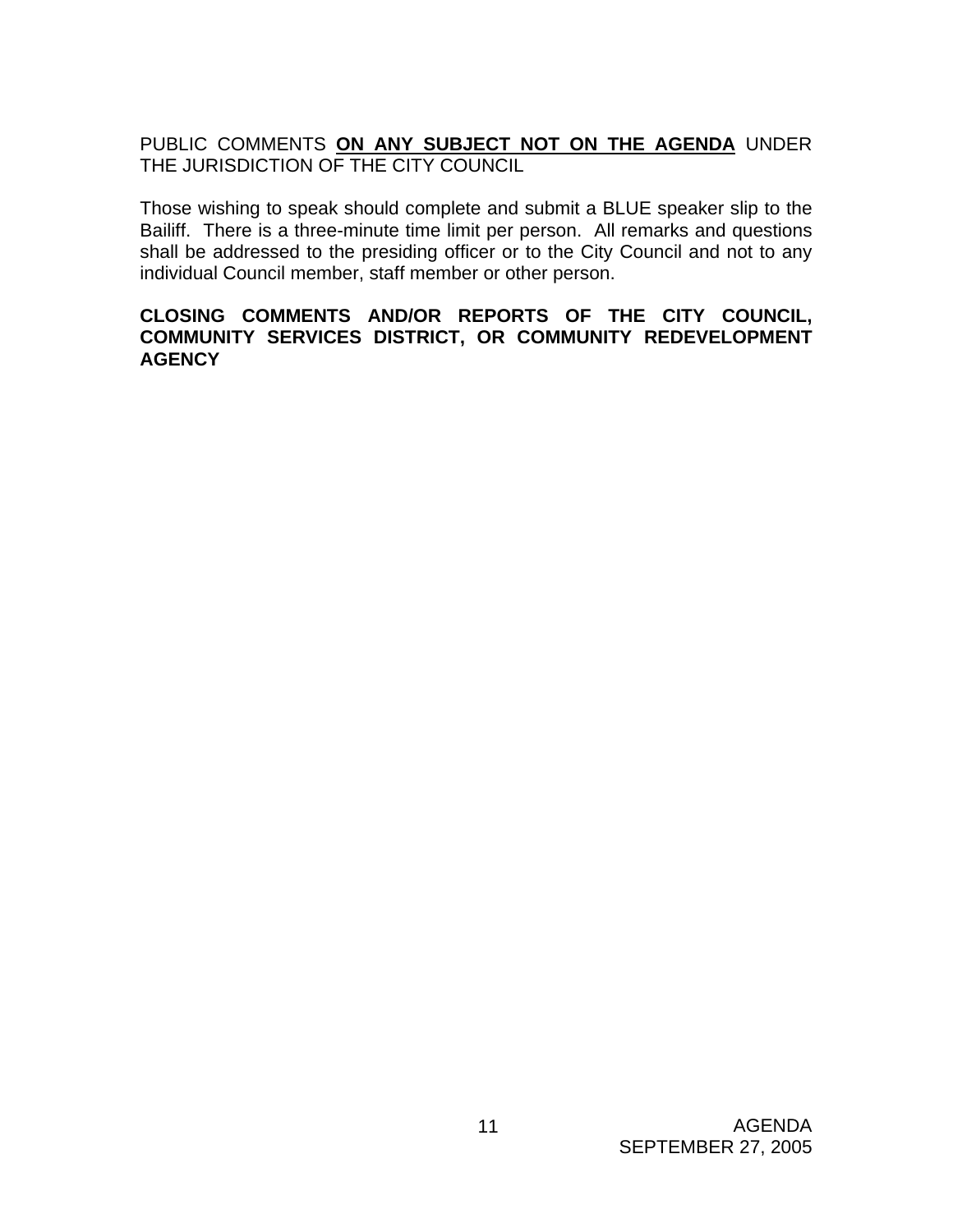PUBLIC COMMENTS **ON ANY SUBJECT NOT ON THE AGENDA** UNDER THE JURISDICTION OF THE CITY COUNCIL

Those wishing to speak should complete and submit a BLUE speaker slip to the Bailiff. There is a three-minute time limit per person. All remarks and questions shall be addressed to the presiding officer or to the City Council and not to any individual Council member, staff member or other person.

**CLOSING COMMENTS AND/OR REPORTS OF THE CITY COUNCIL, COMMUNITY SERVICES DISTRICT, OR COMMUNITY REDEVELOPMENT AGENCY**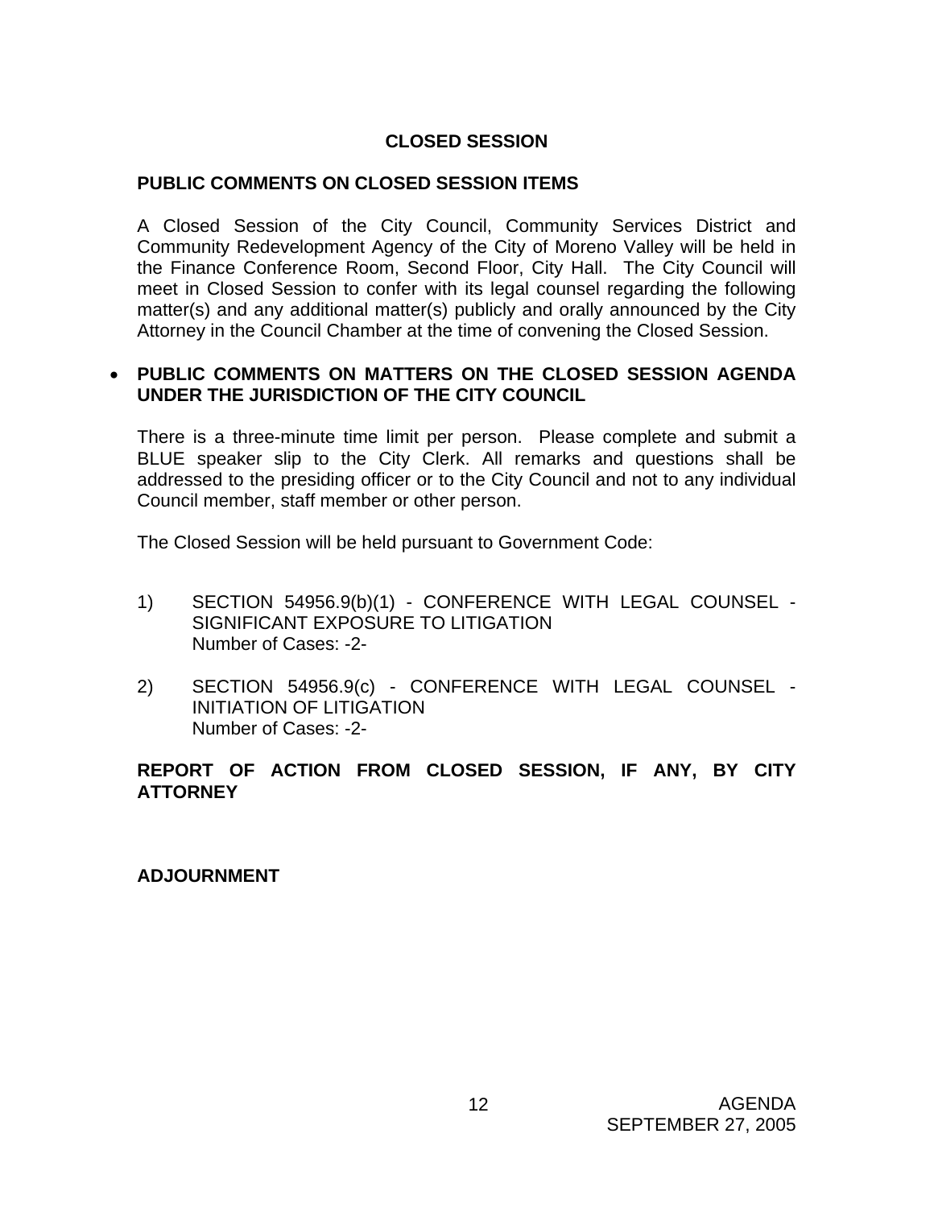## CLOSED SESSION

### PUBLIC COMMENTS ON CLOSED SESSION ITEMS

A Closed Session of the City Council, Community Services District and Community Redevelopment Agency of the City of Moreno Valley will be held in the Finance Conference Room, Second Floor, City Hall. The City Council will meet in Closed Session to confer with its legal counsel regarding the following matter(s) and any additional matter(s) publicly and orally announced by the City Attorney in the Council Chamber at the time of convening the Closed Session.

- **PUBLIC COMMENTS ON MATTERS ON THE CLOSED SESSION AGENDA UNDER THE JURISDICTION OF THE CITY COUNCIL**

There is a three-minute time limit per person. Please complete and submit a BLUE speaker slip to the City Clerk. All remarks and questions shall be addressed to the presiding officer or to the City Council and not to any individual Council member, staff member or other person.

The Closed Session will be held pursuant to Government Code:

1) SECTION 54956.9(b)(1) - CONFERENCE WITH LEGAL COUNSEL - SIGNIFICANT EXPOSURE TO LITIGATION
   Number of Cases: -2-

2) SECTION 54956.9(c) - CONFERENCE WITH LEGAL COUNSEL - INITIATION OF LITIGATION
   Number of Cases: -2-

**REPORT OF ACTION FROM CLOSED SESSION, IF ANY, BY CITY ATTORNEY**

**ADJOURNMENT**